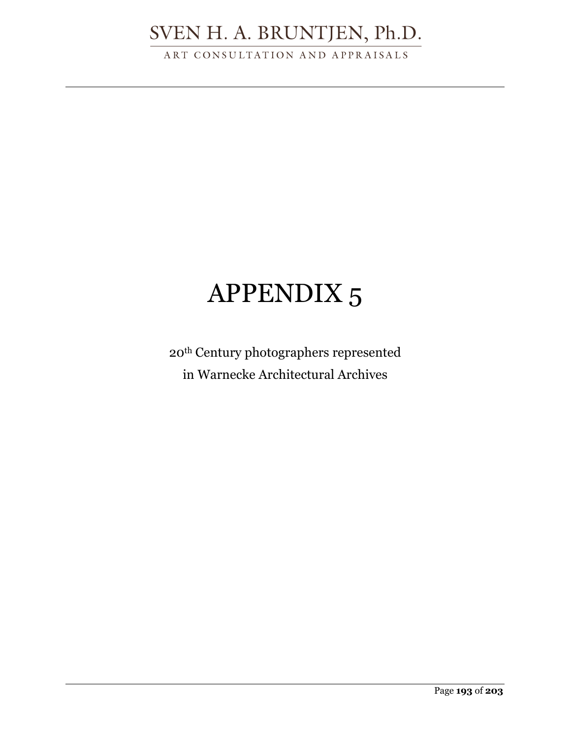# APPENDIX 5

20th Century photographers represented
in Warnecke Architectural Archives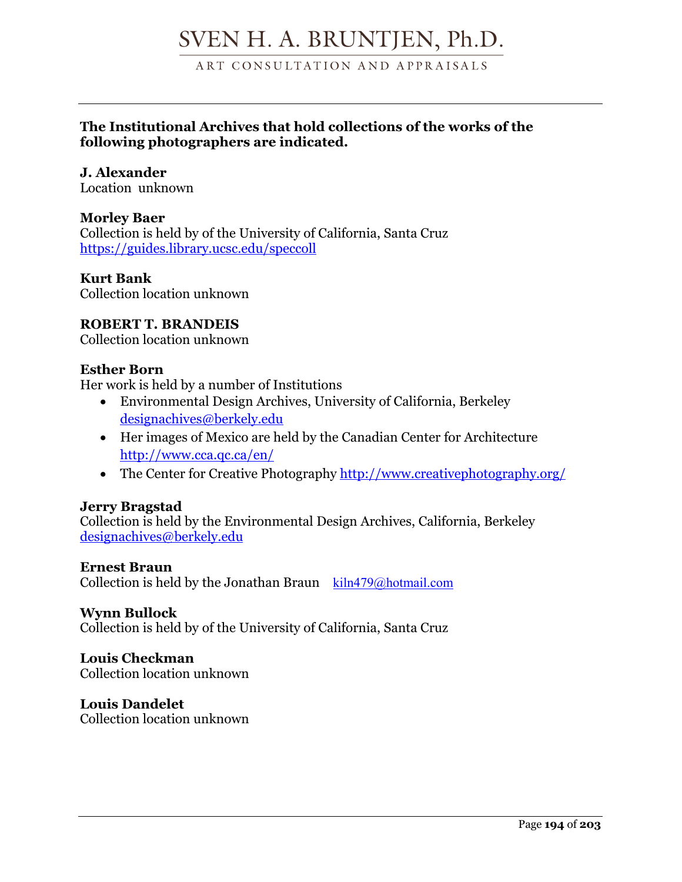**The Institutional Archives that hold collections of the works of the following photographers are indicated.**

**J. Alexander**
Location  unknown

**Morley Baer**
Collection is held by of the University of California, Santa Cruz
https://guides.library.ucsc.edu/speccoll

**Kurt Bank**
Collection location unknown

**ROBERT T. BRANDEIS**
Collection location unknown

**Esther Born**
Her work is held by a number of Institutions

- Environmental Design Archives, University of California, Berkeley designachives@berkely.edu
- Her images of Mexico are held by the Canadian Center for Architecture http://www.cca.qc.ca/en/
- The Center for Creative Photography http://www.creativephotography.org/

**Jerry Bragstad**
Collection is held by the Environmental Design Archives, California, Berkeley
designachives@berkely.edu

**Ernest Braun**
Collection is held by the Jonathan Braun    kiln479@hotmail.com

**Wynn Bullock**
Collection is held by of the University of California, Santa Cruz

**Louis Checkman**
Collection location unknown

**Louis Dandelet**
Collection location unknown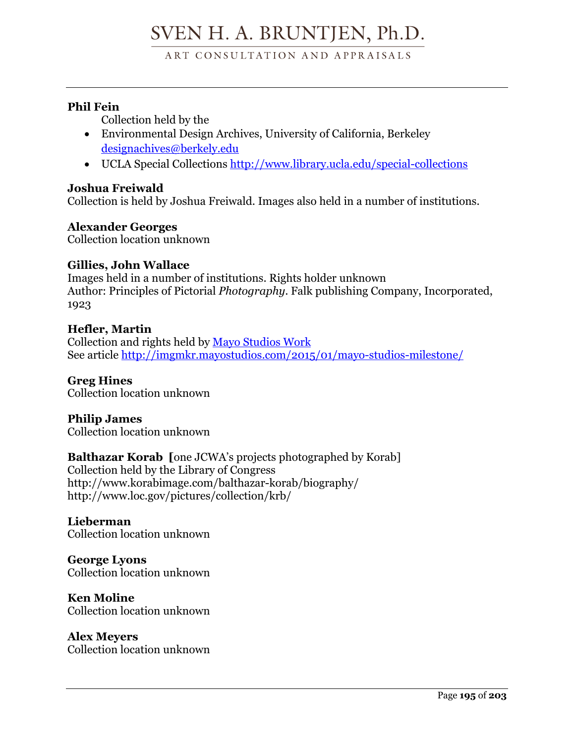**Phil Fein**

Collection held by the

- Environmental Design Archives, University of California, Berkeley [designachives@berkely.edu](mailto:designachives@berkely.edu)
- UCLA Special Collections [http://www.library.ucla.edu/special-collections](http://www.library.ucla.edu/special-collections)

**Joshua Freiwald**
Collection is held by Joshua Freiwald. Images also held in a number of institutions.

**Alexander Georges**
Collection location unknown

**Gillies, John Wallace**
Images held in a number of institutions. Rights holder unknown
Author: Principles of Pictorial *Photography*. Falk publishing Company, Incorporated, 1923

**Hefler, Martin**
Collection and rights held by [Mayo Studios Work](#)
See article [http://imgmkr.mayostudios.com/2015/01/mayo-studios-milestone/](http://imgmkr.mayostudios.com/2015/01/mayo-studios-milestone/)

**Greg Hines**
Collection location unknown

**Philip James**
Collection location unknown

**Balthazar Korab** **[**one JCWA's projects photographed by Korab]
Collection held by the Library of Congress
http://www.korabimage.com/balthazar-korab/biography/
http://www.loc.gov/pictures/collection/krb/

**Lieberman**
Collection location unknown

**George Lyons**
Collection location unknown

**Ken Moline**
Collection location unknown

**Alex Meyers**
Collection location unknown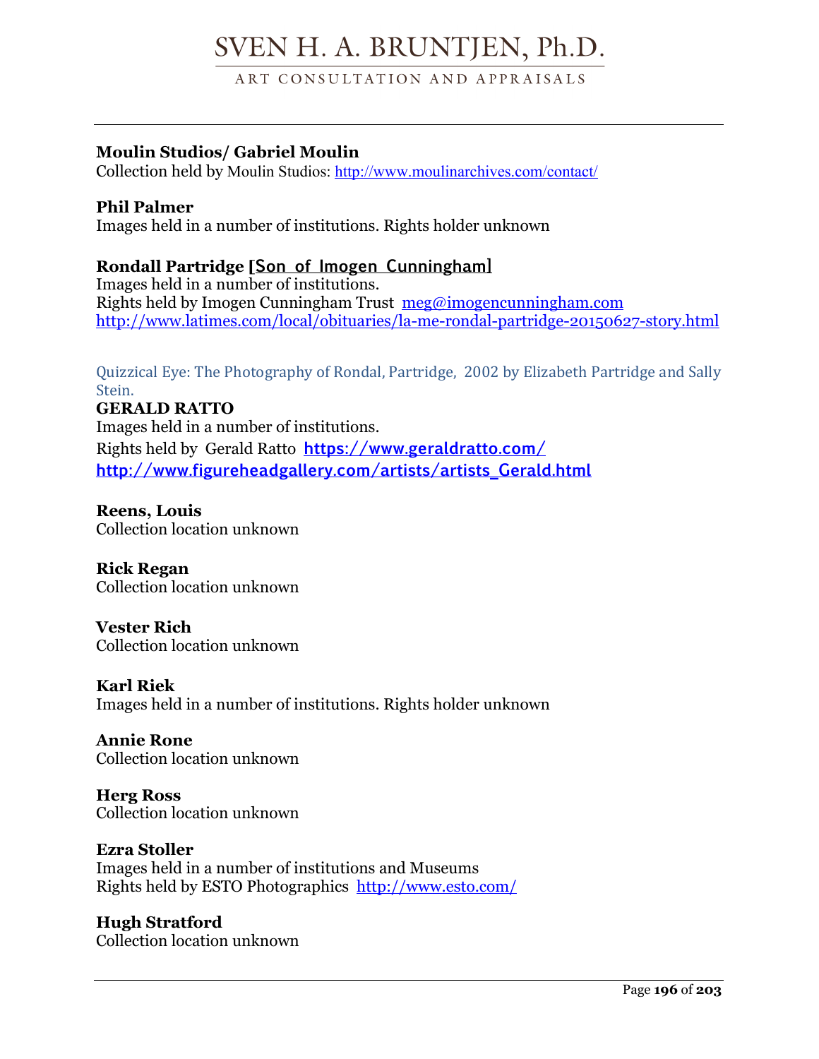**Moulin Studios/ Gabriel Moulin**
Collection held by Moulin Studios: http://www.moulinarchives.com/contact/

**Phil Palmer**
Images held in a number of institutions. Rights holder unknown

**Rondall Partridge [Son of Imogen Cunningham]**
Images held in a number of institutions.
Rights held by Imogen Cunningham Trust meg@imogencunningham.com
http://www.latimes.com/local/obituaries/la-me-rondal-partridge-20150627-story.html

Quizzical Eye: The Photography of Rondal, Partridge, 2002 by Elizabeth Partridge and Sally Stein.

**GERALD RATTO**
Images held in a number of institutions.
Rights held by Gerald Ratto **https://www.geraldratto.com/**
**http://www.figureheadgallery.com/artists/artists_Gerald.html**

**Reens, Louis**
Collection location unknown

**Rick Regan**
Collection location unknown

**Vester Rich**
Collection location unknown

**Karl Riek**
Images held in a number of institutions. Rights holder unknown

**Annie Rone**
Collection location unknown

**Herg Ross**
Collection location unknown

**Ezra Stoller**
Images held in a number of institutions and Museums
Rights held by ESTO Photographics http://www.esto.com/

**Hugh Stratford**
Collection location unknown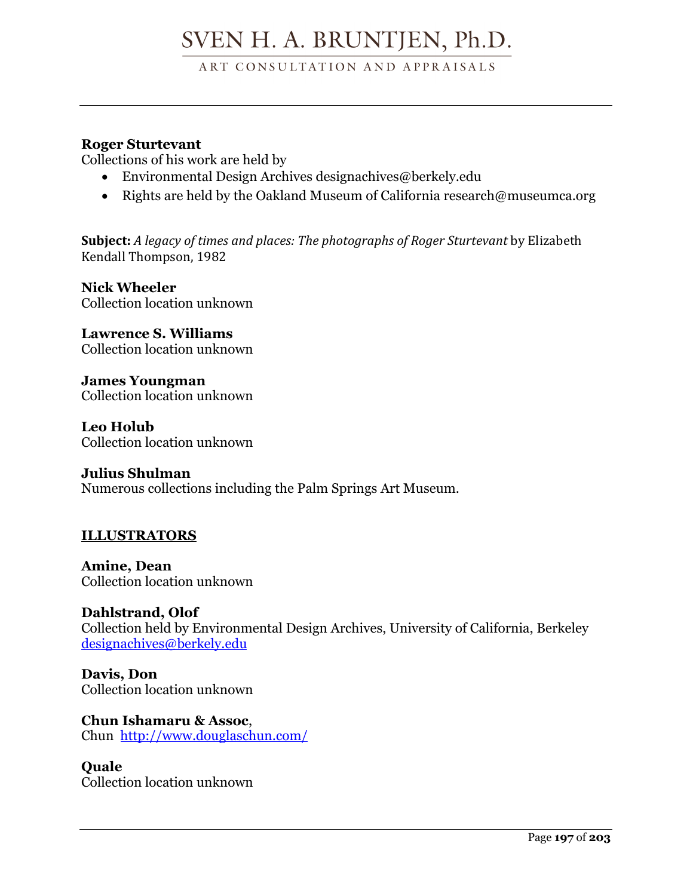**Roger Sturtevant**
Collections of his work are held by

- Environmental Design Archives designachives@berkely.edu
- Rights are held by the Oakland Museum of California research@museumca.org

**Subject:** *A legacy of times and places: The photographs of Roger Sturtevant* by Elizabeth Kendall Thompson, 1982

**Nick Wheeler**
Collection location unknown

**Lawrence S. Williams**
Collection location unknown

**James Youngman**
Collection location unknown

**Leo Holub**
Collection location unknown

**Julius Shulman**
Numerous collections including the Palm Springs Art Museum.

**ILLUSTRATORS**

**Amine, Dean**
Collection location unknown

**Dahlstrand, Olof**
Collection held by Environmental Design Archives, University of California, Berkeley
designachives@berkely.edu

**Davis, Don**
Collection location unknown

**Chun Ishamaru & Assoc**,
Chun http://www.douglaschun.com/

**Quale**
Collection location unknown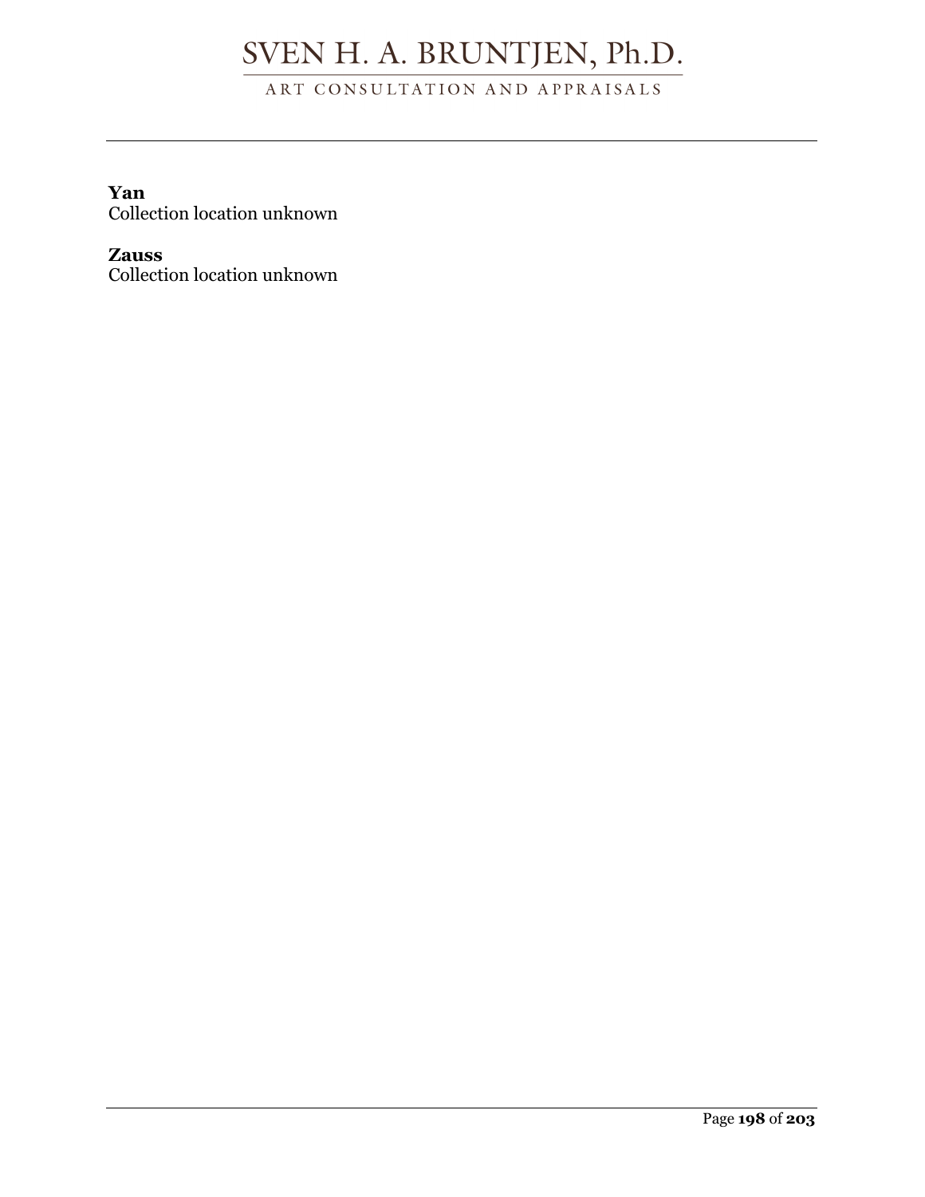**Yan**
Collection location unknown

**Zauss**
Collection location unknown